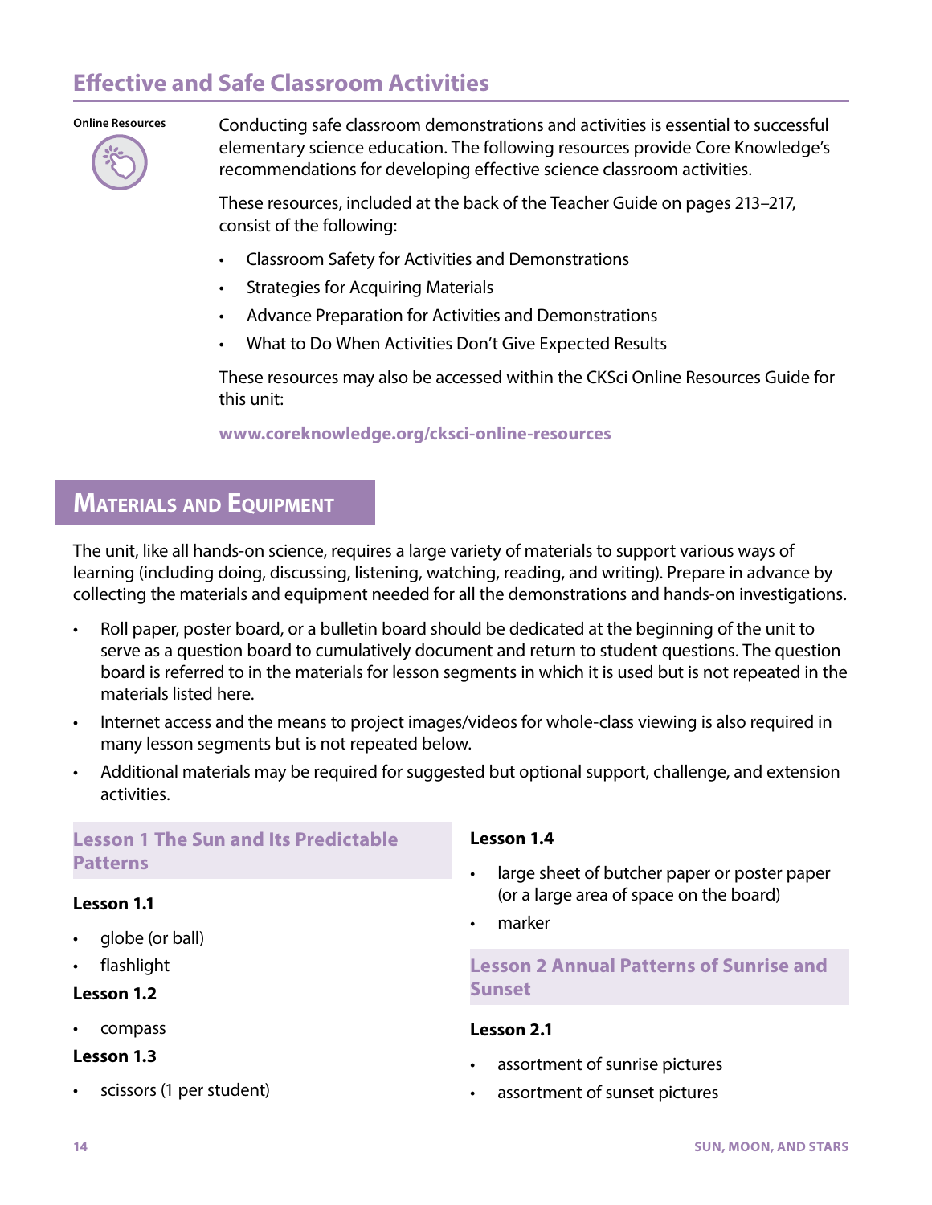## Effective and Safe Classroom Activities

Online Resources

Conducting safe classroom demonstrations and activities is essential to successful elementary science education. The following resources provide Core Knowledge's recommendations for developing effective science classroom activities.

These resources, included at the back of the Teacher Guide on pages 213–217, consist of the following:

- Classroom Safety for Activities and Demonstrations
- Strategies for Acquiring Materials
- Advance Preparation for Activities and Demonstrations
- What to Do When Activities Don't Give Expected Results

These resources may also be accessed within the CKSci Online Resources Guide for this unit:

**www.coreknowledge.org/cksci-online-resources**

## Materials and Equipment

The unit, like all hands-on science, requires a large variety of materials to support various ways of learning (including doing, discussing, listening, watching, reading, and writing). Prepare in advance by collecting the materials and equipment needed for all the demonstrations and hands-on investigations.

- Roll paper, poster board, or a bulletin board should be dedicated at the beginning of the unit to serve as a question board to cumulatively document and return to student questions. The question board is referred to in the materials for lesson segments in which it is used but is not repeated in the materials listed here.
- Internet access and the means to project images/videos for whole-class viewing is also required in many lesson segments but is not repeated below.
- Additional materials may be required for suggested but optional support, challenge, and extension activities.

### Lesson 1 The Sun and Its Predictable Patterns

**Lesson 1.1**

- globe (or ball)
- flashlight

**Lesson 1.2**

- compass

**Lesson 1.3**

- scissors (1 per student)

**Lesson 1.4**

- large sheet of butcher paper or poster paper (or a large area of space on the board)
- marker

### Lesson 2 Annual Patterns of Sunrise and Sunset

**Lesson 2.1**

- assortment of sunrise pictures
- assortment of sunset pictures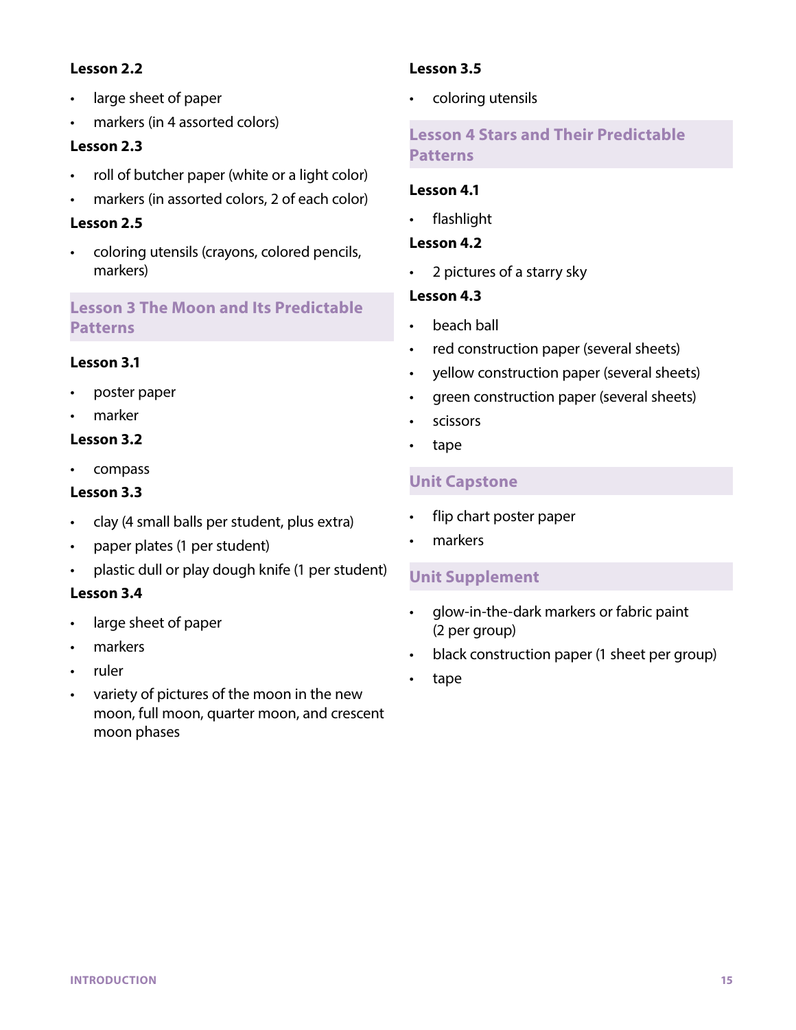### Lesson 2.2

- large sheet of paper
- markers (in 4 assorted colors)

### Lesson 2.3

- roll of butcher paper (white or a light color)
- markers (in assorted colors, 2 of each color)

### Lesson 2.5

- coloring utensils (crayons, colored pencils, markers)

## Lesson 3 The Moon and Its Predictable Patterns

### Lesson 3.1

- poster paper
- marker

### Lesson 3.2

- compass

### Lesson 3.3

- clay (4 small balls per student, plus extra)
- paper plates (1 per student)
- plastic dull or play dough knife (1 per student)

### Lesson 3.4

- large sheet of paper
- markers
- ruler
- variety of pictures of the moon in the new moon, full moon, quarter moon, and crescent moon phases

### Lesson 3.5

- coloring utensils

## Lesson 4 Stars and Their Predictable Patterns

### Lesson 4.1

- flashlight

### Lesson 4.2

- 2 pictures of a starry sky

### Lesson 4.3

- beach ball
- red construction paper (several sheets)
- yellow construction paper (several sheets)
- green construction paper (several sheets)
- scissors
- tape

## Unit Capstone

- flip chart poster paper
- markers

## Unit Supplement

- glow-in-the-dark markers or fabric paint (2 per group)
- black construction paper (1 sheet per group)
- tape